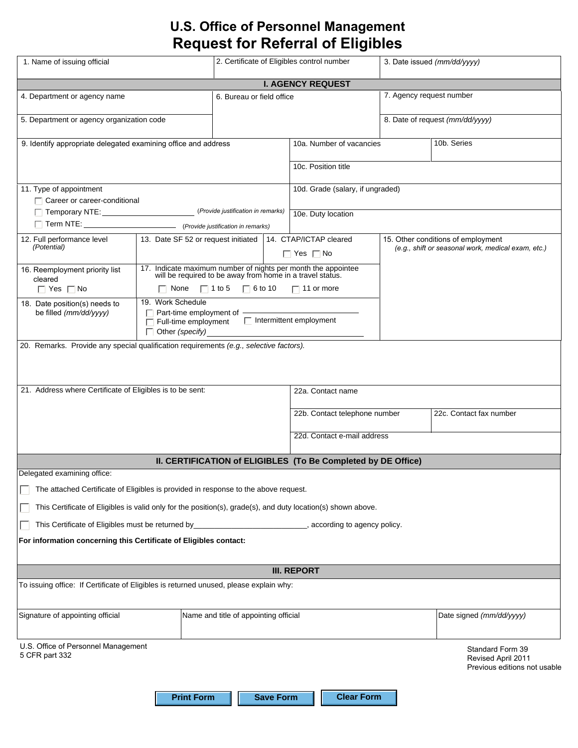# U.S. Office of Personnel Management
# Request for Referral of Eligibles

| 1. Name of issuing official | 2. Certificate of Eligibles control number | 3. Date issued *(mm/dd/yyyy)* |
|---|---|---|

## I. AGENCY REQUEST

| | | |
|---|---|---|
| 4. Department or agency name | 6. Bureau or field office | 7. Agency request number |
| 5. Department or agency organization code | | 8. Date of request *(mm/dd/yyyy)* |

9. Identify appropriate delegated examining office and address

10a. Number of vacancies

10b. Series

10c. Position title

10d. Grade (salary, if ungraded)

10e. Duty location

11. Type of appointment
- ☐ Career or career-conditional
- ☐ Temporary NTE: ____________________ *(Provide justification in remarks)*
- ☐ Term NTE: ____________________ *(Provide justification in remarks)*

12. Full performance level *(Potential)*

13. Date SF 52 or request initiated

14. CTAP/ICTAP cleared ☐ Yes ☐ No

15. Other conditions of employment *(e.g., shift or seasonal work, medical exam, etc.)*

16. Reemployment priority list cleared ☐ Yes ☐ No

17. Indicate maximum number of nights per month the appointee will be required to be away from home in a travel status.
☐ None ☐ 1 to 5 ☐ 6 to 10 ☐ 11 or more

18. Date position(s) needs to be filled *(mm/dd/yyyy)*

19. Work Schedule
- ☐ Part-time employment of ____________________
- ☐ Full-time employment
- ☐ Intermittent employment
- ☐ Other *(specify)* ____________________

20. Remarks. Provide any special qualification requirements *(e.g., selective factors).*

21. Address where Certificate of Eligibles is to be sent:

22a. Contact name

22b. Contact telephone number

22c. Contact fax number

22d. Contact e-mail address

## II. CERTIFICATION of ELIGIBLES (To Be Completed by DE Office)

Delegated examining office:

☐ The attached Certificate of Eligibles is provided in response to the above request.

☐ This Certificate of Eligibles is valid only for the position(s), grade(s), and duty location(s) shown above.

☐ This Certificate of Eligibles must be returned by____________________, according to agency policy.

**For information concerning this Certificate of Eligibles contact:**

## III. REPORT

To issuing office: If Certificate of Eligibles is returned unused, please explain why:

| Signature of appointing official | Name and title of appointing official | Date signed *(mm/dd/yyyy)* |
|---|---|---|

U.S. Office of Personnel Management
5 CFR part 332

Standard Form 39
Revised April 2011
Previous editions not usable

Print Form | Save Form | Clear Form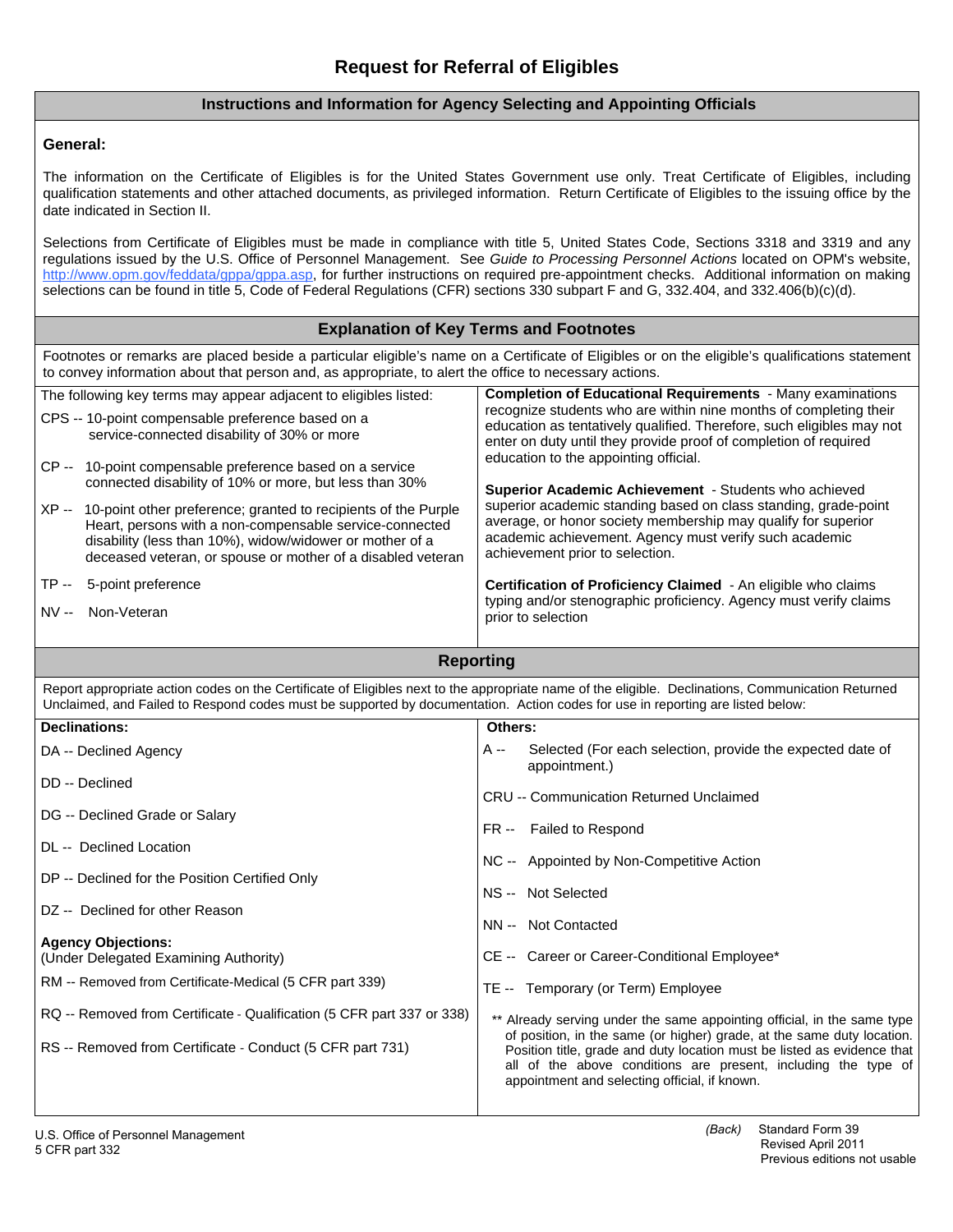# Request for Referral of Eligibles

## Instructions and Information for Agency Selecting and Appointing Officials

**General:**

The information on the Certificate of Eligibles is for the United States Government use only. Treat Certificate of Eligibles, including qualification statements and other attached documents, as privileged information. Return Certificate of Eligibles to the issuing office by the date indicated in Section II.

Selections from Certificate of Eligibles must be made in compliance with title 5, United States Code, Sections 3318 and 3319 and any regulations issued by the U.S. Office of Personnel Management. See *Guide to Processing Personnel Actions* located on OPM's website, http://www.opm.gov/feddata/gppa/gppa.asp, for further instructions on required pre-appointment checks. Additional information on making selections can be found in title 5, Code of Federal Regulations (CFR) sections 330 subpart F and G, 332.404, and 332.406(b)(c)(d).

## Explanation of Key Terms and Footnotes

Footnotes or remarks are placed beside a particular eligible's name on a Certificate of Eligibles or on the eligible's qualifications statement to convey information about that person and, as appropriate, to alert the office to necessary actions.

The following key terms may appear adjacent to eligibles listed:

CPS -- 10-point compensable preference based on a service-connected disability of 30% or more

CP -- 10-point compensable preference based on a service connected disability of 10% or more, but less than 30%

XP -- 10-point other preference; granted to recipients of the Purple Heart, persons with a non-compensable service-connected disability (less than 10%), widow/widower or mother of a deceased veteran, or spouse or mother of a disabled veteran

TP -- 5-point preference

NV -- Non-Veteran

**Completion of Educational Requirements** - Many examinations recognize students who are within nine months of completing their education as tentatively qualified. Therefore, such eligibles may not enter on duty until they provide proof of completion of required education to the appointing official.

**Superior Academic Achievement** - Students who achieved superior academic standing based on class standing, grade-point average, or honor society membership may qualify for superior academic achievement. Agency must verify such academic achievement prior to selection.

**Certification of Proficiency Claimed** - An eligible who claims typing and/or stenographic proficiency. Agency must verify claims prior to selection

## Reporting

Report appropriate action codes on the Certificate of Eligibles next to the appropriate name of the eligible. Declinations, Communication Returned Unclaimed, and Failed to Respond codes must be supported by documentation. Action codes for use in reporting are listed below:

**Declinations:**

DA -- Declined Agency

DD -- Declined

DG -- Declined Grade or Salary

DL -- Declined Location

DP -- Declined for the Position Certified Only

DZ -- Declined for other Reason

**Agency Objections:**
(Under Delegated Examining Authority)

RM -- Removed from Certificate-Medical (5 CFR part 339)

RQ -- Removed from Certificate - Qualification (5 CFR part 337 or 338)

RS -- Removed from Certificate - Conduct (5 CFR part 731)

**Others:**

A -- Selected (For each selection, provide the expected date of appointment.)

CRU -- Communication Returned Unclaimed

FR -- Failed to Respond

NC -- Appointed by Non-Competitive Action

NS -- Not Selected

NN -- Not Contacted

CE -- Career or Career-Conditional Employee*

TE -- Temporary (or Term) Employee

** Already serving under the same appointing official, in the same type of position, in the same (or higher) grade, at the same duty location. Position title, grade and duty location must be listed as evidence that all of the above conditions are present, including the type of appointment and selecting official, if known.

U.S. Office of Personnel Management
5 CFR part 332

*(Back)* Standard Form 39
Revised April 2011
Previous editions not usable